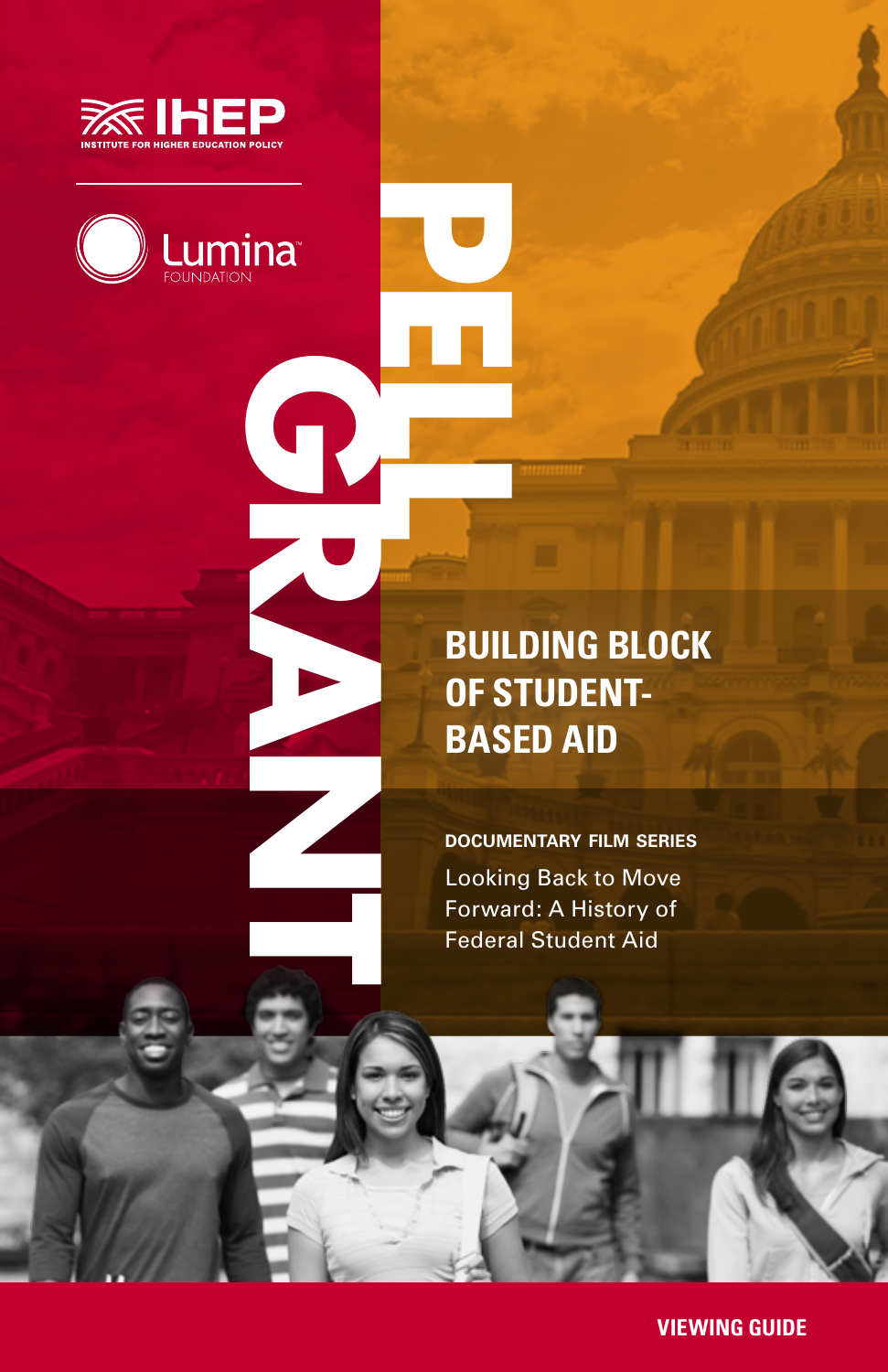INSTITUTE FOR HIGHER EDUCATION POLICY

IHEP

Lumina FOUNDATION

# PELL GRANT

## BUILDING BLOCK OF STUDENT-BASED AID

**DOCUMENTARY FILM SERIES**

Looking Back to Move Forward: A History of Federal Student Aid

**VIEWING GUIDE**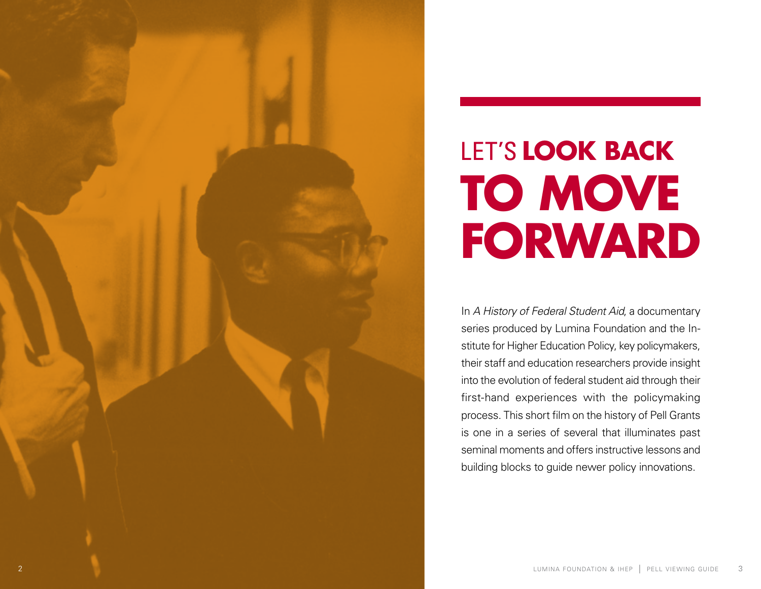# LET'S **LOOK BACK** **TO MOVE FORWARD**

In *A History of Federal Student Aid*, a documentary series produced by Lumina Foundation and the Institute for Higher Education Policy, key policymakers, their staff and education researchers provide insight into the evolution of federal student aid through their first-hand experiences with the policymaking process. This short film on the history of Pell Grants is one in a series of several that illuminates past seminal moments and offers instructive lessons and building blocks to guide newer policy innovations.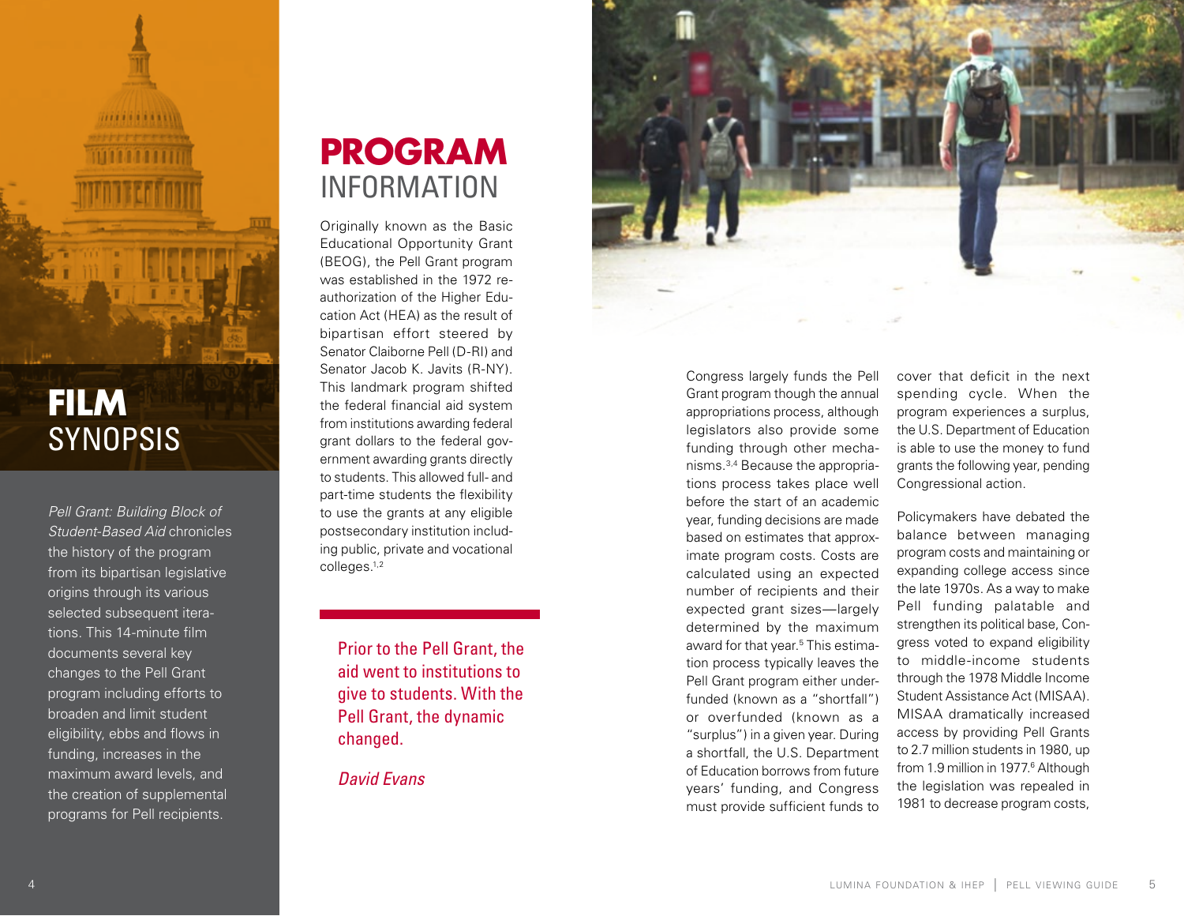# FILM SYNOPSIS

*Pell Grant: Building Block of Student-Based Aid* chronicles the history of the program from its bipartisan legislative origins through its various selected subsequent iterations. This 14-minute film documents several key changes to the Pell Grant program including efforts to broaden and limit student eligibility, ebbs and flows in funding, increases in the maximum award levels, and the creation of supplemental programs for Pell recipients.

# PROGRAM INFORMATION

Originally known as the Basic Educational Opportunity Grant (BEOG), the Pell Grant program was established in the 1972 reauthorization of the Higher Education Act (HEA) as the result of bipartisan effort steered by Senator Claiborne Pell (D-RI) and Senator Jacob K. Javits (R-NY). This landmark program shifted the federal financial aid system from institutions awarding federal grant dollars to the federal government awarding grants directly to students. This allowed full- and part-time students the flexibility to use the grants at any eligible postsecondary institution including public, private and vocational colleges.[1,2]

> Prior to the Pell Grant, the aid went to institutions to give to students. With the Pell Grant, the dynamic changed.
>
> *David Evans*

Congress largely funds the Pell Grant program though the annual appropriations process, although legislators also provide some funding through other mechanisms.[3,4] Because the appropriations process takes place well before the start of an academic year, funding decisions are made based on estimates that approximate program costs. Costs are calculated using an expected number of recipients and their expected grant sizes—largely determined by the maximum award for that year.[5] This estimation process typically leaves the Pell Grant program either underfunded (known as a "shortfall") or overfunded (known as a "surplus") in a given year. During a shortfall, the U.S. Department of Education borrows from future years' funding, and Congress must provide sufficient funds to cover that deficit in the next spending cycle. When the program experiences a surplus, the U.S. Department of Education is able to use the money to fund grants the following year, pending Congressional action.

Policymakers have debated the balance between managing program costs and maintaining or expanding college access since the late 1970s. As a way to make Pell funding palatable and strengthen its political base, Congress voted to expand eligibility to middle-income students through the 1978 Middle Income Student Assistance Act (MISAA). MISAA dramatically increased access by providing Pell Grants to 2.7 million students in 1980, up from 1.9 million in 1977.[6] Although the legislation was repealed in 1981 to decrease program costs,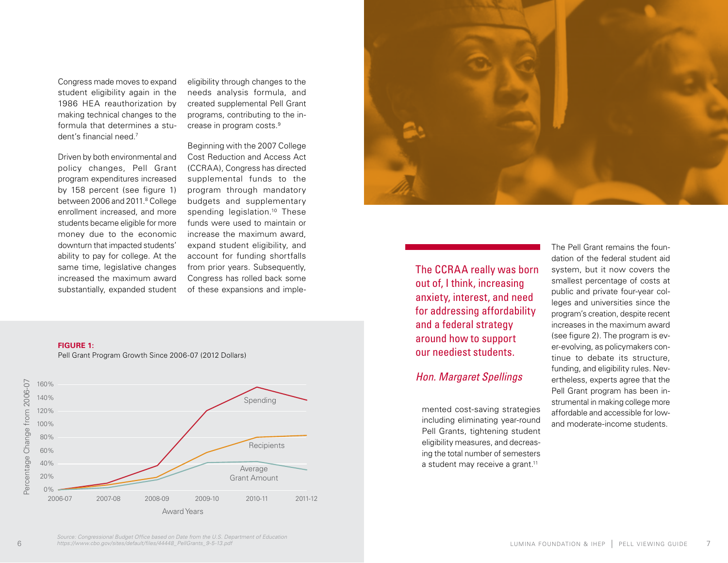Congress made moves to expand student eligibility again in the 1986 HEA reauthorization by making technical changes to the formula that determines a student's financial need.[7]

Driven by both environmental and policy changes, Pell Grant program expenditures increased by 158 percent (see figure 1) between 2006 and 2011.[8] College enrollment increased, and more students became eligible for more money due to the economic downturn that impacted students' ability to pay for college. At the same time, legislative changes increased the maximum award substantially, expanded student eligibility through changes to the needs analysis formula, and created supplemental Pell Grant programs, contributing to the increase in program costs.[9]

Beginning with the 2007 College Cost Reduction and Access Act (CCRAA), Congress has directed supplemental funds to the program through mandatory budgets and supplementary spending legislation.[10] These funds were used to maintain or increase the maximum award, expand student eligibility, and account for funding shortfalls from prior years. Subsequently, Congress has rolled back some of these expansions and implemented cost-saving strategies including eliminating year-round Pell Grants, tightening student eligibility measures, and decreasing the total number of semesters a student may receive a grant.[11]

> The CCRAA really was born out of, I think, increasing anxiety, interest, and need for addressing affordability and a federal strategy around how to support our neediest students.
>
> *Hon. Margaret Spellings*

The Pell Grant remains the foundation of the federal student aid system, but it now covers the smallest percentage of costs at public and private four-year colleges and universities since the program's creation, despite recent increases in the maximum award (see figure 2). The program is ever-evolving, as policymakers continue to debate its structure, funding, and eligibility rules. Nevertheless, experts agree that the Pell Grant program has been instrumental in making college more affordable and accessible for low- and moderate-income students.

**FIGURE 1:**
Pell Grant Program Growth Since 2006-07 (2012 Dollars)

*Source: Congressional Budget Office based on Date from the U.S. Department of Education https://www.cbo.gov/sites/default/files/44448_PellGrants_9-5-13.pdf*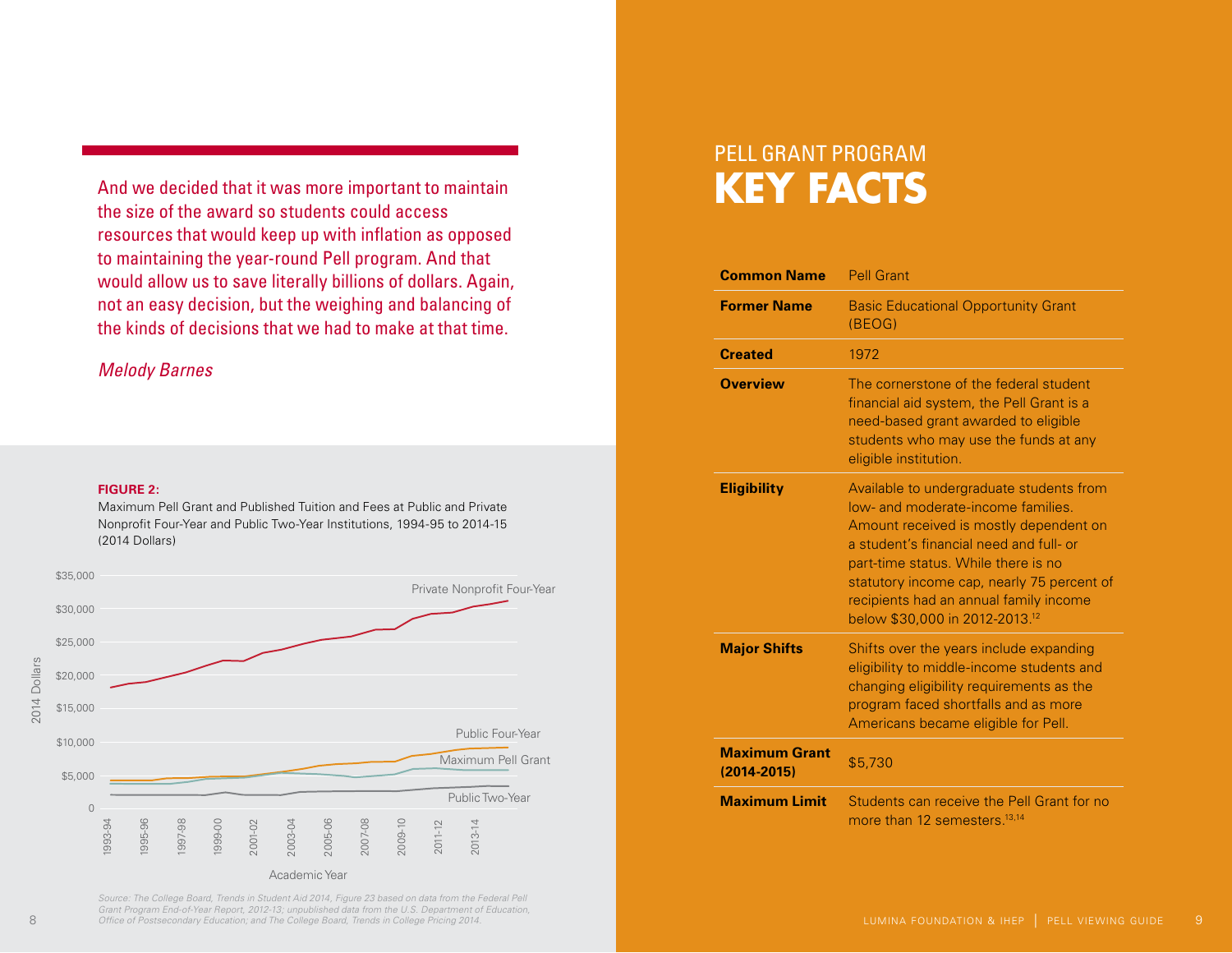> And we decided that it was more important to maintain the size of the award so students could access resources that would keep up with inflation as opposed to maintaining the year-round Pell program. And that would allow us to save literally billions of dollars. Again, not an easy decision, but the weighing and balancing of the kinds of decisions that we had to make at that time.
>
> *Melody Barnes*

**FIGURE 2:**
Maximum Pell Grant and Published Tuition and Fees at Public and Private Nonprofit Four-Year and Public Two-Year Institutions, 1994-95 to 2014-15 (2014 Dollars)

*Source: The College Board, Trends in Student Aid 2014, Figure 23 based on data from the Federal Pell Grant Program End-of-Year Report, 2012-13; unpublished data from the U.S. Department of Education, Office of Postsecondary Education; and The College Board, Trends in College Pricing 2014.*

# PELL GRANT PROGRAM KEY FACTS

| | |
|---|---|
| **Common Name** | Pell Grant |
| **Former Name** | Basic Educational Opportunity Grant (BEOG) |
| **Created** | 1972 |
| **Overview** | The cornerstone of the federal student financial aid system, the Pell Grant is a need-based grant awarded to eligible students who may use the funds at any eligible institution. |
| **Eligibility** | Available to undergraduate students from low- and moderate-income families. Amount received is mostly dependent on a student's financial need and full- or part-time status. While there is no statutory income cap, nearly 75 percent of recipients had an annual family income below $30,000 in 2012-2013.[12] |
| **Major Shifts** | Shifts over the years include expanding eligibility to middle-income students and changing eligibility requirements as the program faced shortfalls and as more Americans became eligible for Pell. |
| **Maximum Grant (2014-2015)** | $5,730 |
| **Maximum Limit** | Students can receive the Pell Grant for no more than 12 semesters.[13,14] |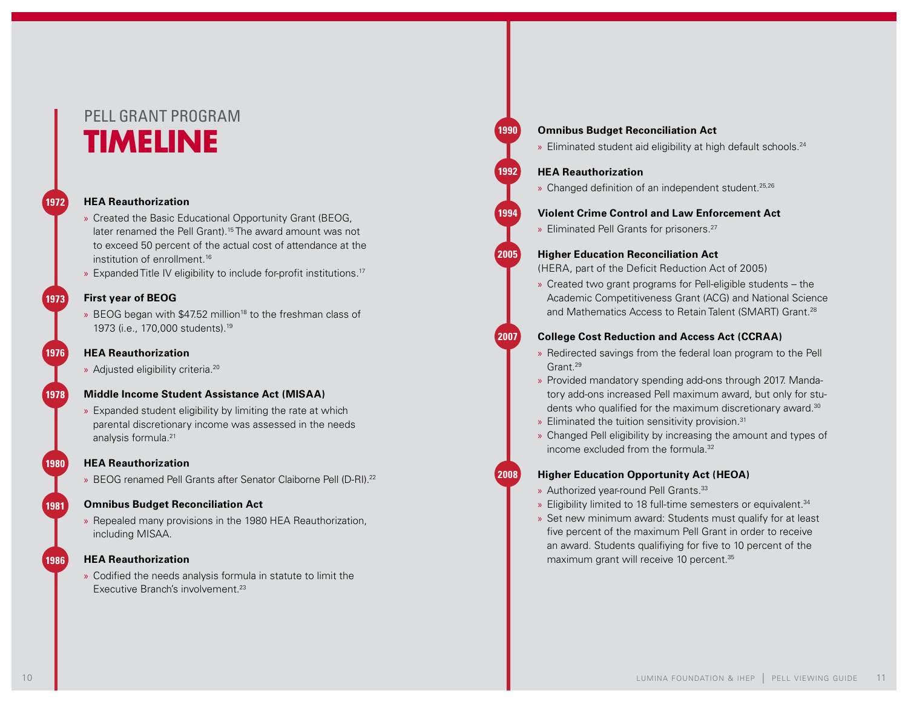# PELL GRANT PROGRAM TIMELINE

**1972**

### HEA Reauthorization

- Created the Basic Educational Opportunity Grant (BEOG, later renamed the Pell Grant).[15] The award amount was not to exceed 50 percent of the actual cost of attendance at the institution of enrollment.[16]
- Expanded Title IV eligibility to include for-profit institutions.[17]

**1973**

### First year of BEOG

- BEOG began with $47.52 million[18] to the freshman class of 1973 (i.e., 170,000 students).[19]

**1976**

### HEA Reauthorization

- Adjusted eligibility criteria.[20]

**1978**

### Middle Income Student Assistance Act (MISAA)

- Expanded student eligibility by limiting the rate at which parental discretionary income was assessed in the needs analysis formula.[21]

**1980**

### HEA Reauthorization

- BEOG renamed Pell Grants after Senator Claiborne Pell (D-RI).[22]

**1981**

### Omnibus Budget Reconciliation Act

- Repealed many provisions in the 1980 HEA Reauthorization, including MISAA.

**1986**

### HEA Reauthorization

- Codified the needs analysis formula in statute to limit the Executive Branch's involvement.[23]

**1990**

### Omnibus Budget Reconciliation Act

- Eliminated student aid eligibility at high default schools.[24]

**1992**

### HEA Reauthorization

- Changed definition of an independent student.[25,26]

**1994**

### Violent Crime Control and Law Enforcement Act

- Eliminated Pell Grants for prisoners.[27]

**2005**

### Higher Education Reconciliation Act

(HERA, part of the Deficit Reduction Act of 2005)

- Created two grant programs for Pell-eligible students – the Academic Competitiveness Grant (ACG) and National Science and Mathematics Access to Retain Talent (SMART) Grant.[28]

**2007**

### College Cost Reduction and Access Act (CCRAA)

- Redirected savings from the federal loan program to the Pell Grant.[29]
- Provided mandatory spending add-ons through 2017. Mandatory add-ons increased Pell maximum award, but only for students who qualified for the maximum discretionary award.[30]
- Eliminated the tuition sensitivity provision.[31]
- Changed Pell eligibility by increasing the amount and types of income excluded from the formula.[32]

**2008**

### Higher Education Opportunity Act (HEOA)

- Authorized year-round Pell Grants.[33]
- Eligibility limited to 18 full-time semesters or equivalent.[34]
- Set new minimum award: Students must qualify for at least five percent of the maximum Pell Grant in order to receive an award. Students qualifiying for five to 10 percent of the maximum grant will receive 10 percent.[35]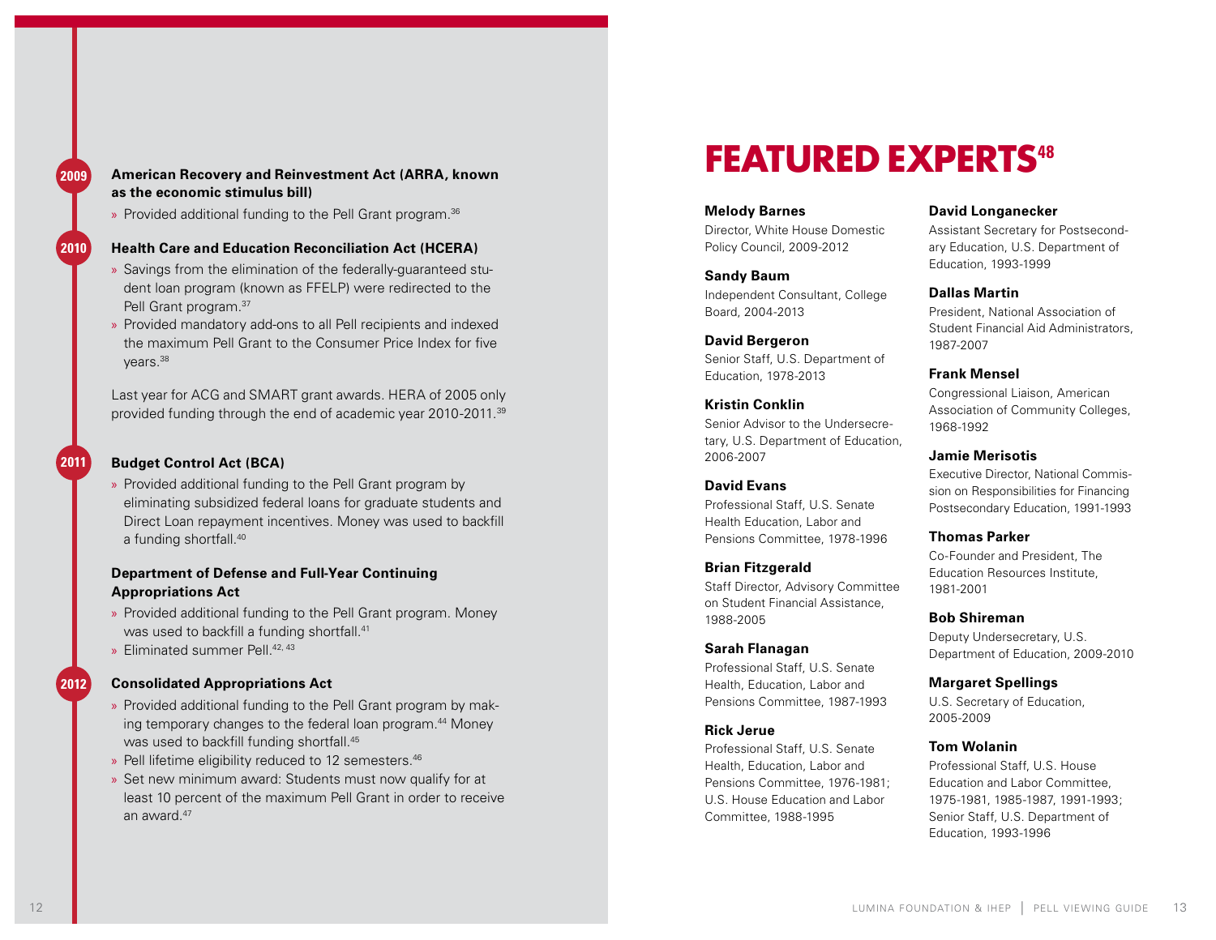**2009**

**American Recovery and Reinvestment Act (ARRA, known as the economic stimulus bill)**

» Provided additional funding to the Pell Grant program.[36]

**2010**

**Health Care and Education Reconciliation Act (HCERA)**

» Savings from the elimination of the federally-guaranteed student loan program (known as FFELP) were redirected to the Pell Grant program.[37]

» Provided mandatory add-ons to all Pell recipients and indexed the maximum Pell Grant to the Consumer Price Index for five years.[38]

Last year for ACG and SMART grant awards. HERA of 2005 only provided funding through the end of academic year 2010-2011.[39]

**2011**

**Budget Control Act (BCA)**

» Provided additional funding to the Pell Grant program by eliminating subsidized federal loans for graduate students and Direct Loan repayment incentives. Money was used to backfill a funding shortfall.[40]

**Department of Defense and Full-Year Continuing Appropriations Act**

» Provided additional funding to the Pell Grant program. Money was used to backfill a funding shortfall.[41]

» Eliminated summer Pell.[42, 43]

**2012**

**Consolidated Appropriations Act**

» Provided additional funding to the Pell Grant program by making temporary changes to the federal loan program.[44] Money was used to backfill funding shortfall.[45]

» Pell lifetime eligibility reduced to 12 semesters.[46]

» Set new minimum award: Students must now qualify for at least 10 percent of the maximum Pell Grant in order to receive an award.[47]

# FEATURED EXPERTS[48]

**Melody Barnes**
Director, White House Domestic Policy Council, 2009-2012

**Sandy Baum**
Independent Consultant, College Board, 2004-2013

**David Bergeron**
Senior Staff, U.S. Department of Education, 1978-2013

**Kristin Conklin**
Senior Advisor to the Undersecretary, U.S. Department of Education, 2006-2007

**David Evans**
Professional Staff, U.S. Senate Health Education, Labor and Pensions Committee, 1978-1996

**Brian Fitzgerald**
Staff Director, Advisory Committee on Student Financial Assistance, 1988-2005

**Sarah Flanagan**
Professional Staff, U.S. Senate Health, Education, Labor and Pensions Committee, 1987-1993

**Rick Jerue**
Professional Staff, U.S. Senate Health, Education, Labor and Pensions Committee, 1976-1981; U.S. House Education and Labor Committee, 1988-1995

**David Longanecker**
Assistant Secretary for Postsecondary Education, U.S. Department of Education, 1993-1999

**Dallas Martin**
President, National Association of Student Financial Aid Administrators, 1987-2007

**Frank Mensel**
Congressional Liaison, American Association of Community Colleges, 1968-1992

**Jamie Merisotis**
Executive Director, National Commission on Responsibilities for Financing Postsecondary Education, 1991-1993

**Thomas Parker**
Co-Founder and President, The Education Resources Institute, 1981-2001

**Bob Shireman**
Deputy Undersecretary, U.S. Department of Education, 2009-2010

**Margaret Spellings**
U.S. Secretary of Education, 2005-2009

**Tom Wolanin**
Professional Staff, U.S. House Education and Labor Committee, 1975-1981, 1985-1987, 1991-1993; Senior Staff, U.S. Department of Education, 1993-1996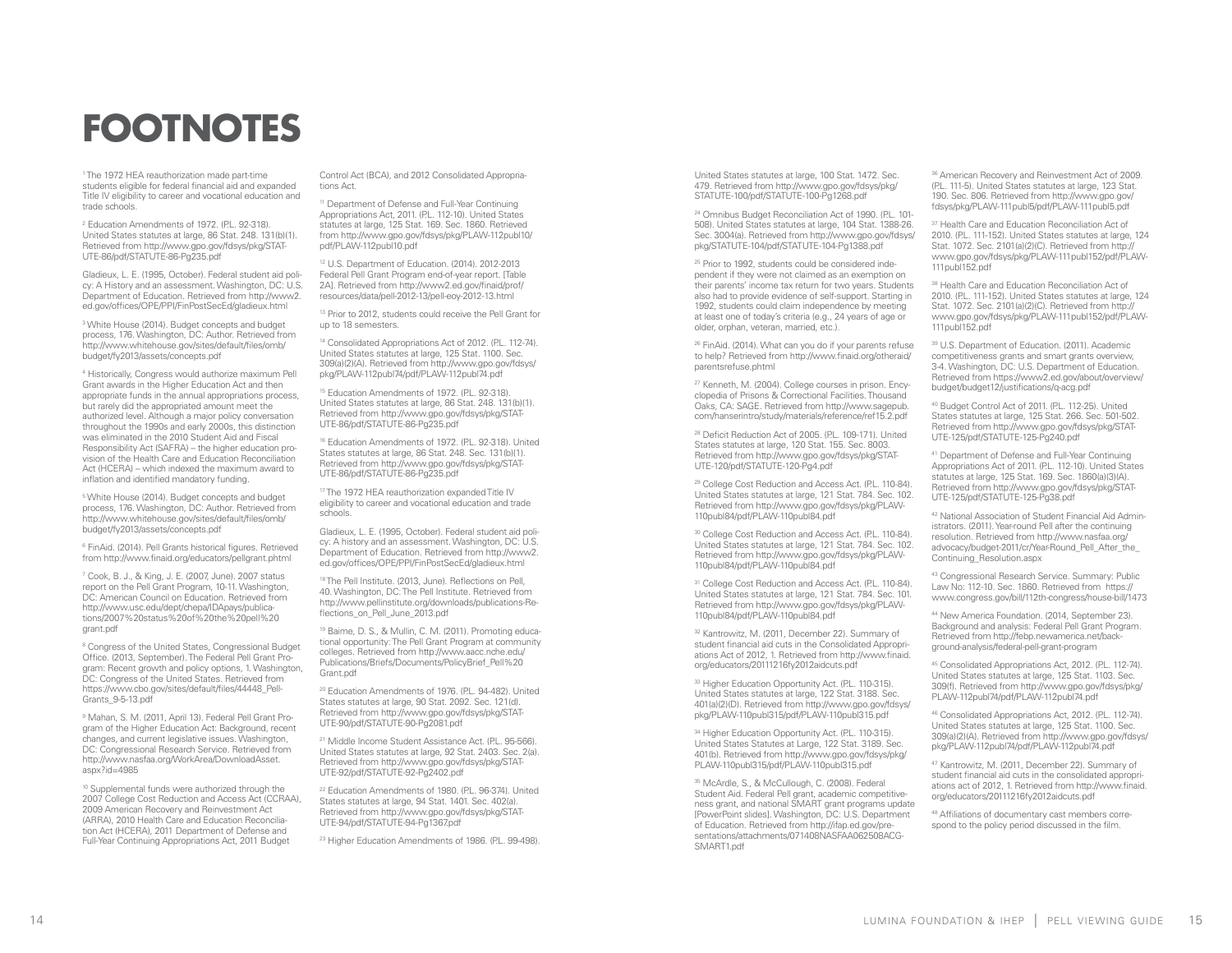# FOOTNOTES

[1] The 1972 HEA reauthorization made part-time students eligible for federal financial aid and expanded Title IV eligibility to career and vocational education and trade schools.

[2] Education Amendments of 1972. (P.L. 92-318). United States statutes at large, 86 Stat. 248. 131(b)(1). Retrieved from http://www.gpo.gov/fdsys/pkg/STATUTE-86/pdf/STATUTE-86-Pg235.pdf

Gladieux, L. E. (1995, October). Federal student aid policy: A History and an assessment. Washington, DC: U.S. Department of Education. Retrieved from http://www2.ed.gov/offices/OPE/PPI/FinPostSecEd/gladieux.html

[3] White House (2014). Budget concepts and budget process, 176. Washington, DC: Author. Retrieved from http://www.whitehouse.gov/sites/default/files/omb/budget/fy2013/assets/concepts.pdf

[4] Historically, Congress would authorize maximum Pell Grant awards in the Higher Education Act and then appropriate funds in the annual appropriations process, but rarely did the appropriated amount meet the authorized level. Although a major policy conversation throughout the 1990s and early 2000s, this distinction was eliminated in the 2010 Student Aid and Fiscal Responsibility Act (SAFRA) – the higher education provision of the Health Care and Education Reconciliation Act (HCERA) – which indexed the maximum award to inflation and identified mandatory funding.

[5] White House (2014). Budget concepts and budget process, 176. Washington, DC: Author. Retrieved from http://www.whitehouse.gov/sites/default/files/omb/budget/fy2013/assets/concepts.pdf

[6] FinAid. (2014). Pell Grants historical figures. Retrieved from http://www.finaid.org/educators/pellgrant.phtml

[7] Cook, B. J., & King, J. E. (2007, June). 2007 status report on the Pell Grant Program, 10-11. Washington, DC: American Council on Education. Retrieved from http://www.usc.edu/dept/chepa/IDApays/publications/2007%20status%20of%20the%20pell%20grant.pdf

[8] Congress of the United States, Congressional Budget Office. (2013, September). The Federal Pell Grant Program: Recent growth and policy options, 1. Washington, DC: Congress of the United States. Retrieved from https://www.cbo.gov/sites/default/files/44448_PellGrants_9-5-13.pdf

[9] Mahan, S. M. (2011, April 13). Federal Pell Grant Program of the Higher Education Act: Background, recent changes, and current legislative issues. Washington, DC: Congressional Research Service. Retrieved from http://www.nasfaa.org/WorkArea/DownloadAsset.aspx?id=4985

[10] Supplemental funds were authorized through the 2007 College Cost Reduction and Access Act (CCRAA), 2009 American Recovery and Reinvestment Act (ARRA), 2010 Health Care and Education Reconciliation Act (HCERA), 2011 Department of Defense and Full-Year Continuing Appropriations Act, 2011 Budget Control Act (BCA), and 2012 Consolidated Appropriations Act.

[11] Department of Defense and Full-Year Continuing Appropriations Act, 2011. (P.L. 112-10). United States statutes at large, 125 Stat. 169. Sec. 1860. Retrieved from http://www.gpo.gov/fdsys/pkg/PLAW-112publ10/pdf/PLAW-112publ10.pdf

[12] U.S. Department of Education. (2014). 2012-2013 Federal Pell Grant Program end-of-year report. [Table 2A]. Retrieved from http://www2.ed.gov/finaid/prof/resources/data/pell-2012-13/pell-eoy-2012-13.html

[13] Prior to 2012, students could receive the Pell Grant for up to 18 semesters.

[14] Consolidated Appropriations Act of 2012. (P.L. 112-74). United States statutes at large, 125 Stat. 1100. Sec. 309(a)(2)(A). Retrieved from http://www.gpo.gov/fdsys/pkg/PLAW-112publ74/pdf/PLAW-112publ74.pdf

[15] Education Amendments of 1972. (P.L. 92-318). United States statutes at large, 86 Stat. 248. 131(b)(1). Retrieved from http://www.gpo.gov/fdsys/pkg/STATUTE-86/pdf/STATUTE-86-Pg235.pdf

[16] Education Amendments of 1972. (P.L. 92-318). United States statutes at large, 86 Stat. 248. Sec. 131(b)(1). Retrieved from http://www.gpo.gov/fdsys/pkg/STATUTE-86/pdf/STATUTE-86-Pg235.pdf

[17] The 1972 HEA reauthorization expanded Title IV eligibility to career and vocational education and trade schools.

Gladieux, L. E. (1995, October). Federal student aid policy: A history and an assessment. Washington, DC: U.S. Department of Education. Retrieved from http://www2.ed.gov/offices/OPE/PPI/FinPostSecEd/gladieux.html

[18] The Pell Institute. (2013, June). Reflections on Pell, 40. Washington, DC: The Pell Institute. Retrieved from http://www.pellinstitute.org/downloads/publications-Reflections_on_Pell_June_2013.pdf

[19] Baime, D. S., & Mullin, C. M. (2011). Promoting educational opportunity: The Pell Grant Program at community colleges. Retrieved from http://www.aacc.nche.edu/Publications/Briefs/Documents/PolicyBrief_Pell%20Grant.pdf

[20] Education Amendments of 1976. (P.L. 94-482). United States statutes at large, 90 Stat. 2092. Sec. 121(d). Retrieved from http://www.gpo.gov/fdsys/pkg/STATUTE-90/pdf/STATUTE-90-Pg2081.pdf

[21] Middle Income Student Assistance Act. (P.L. 95-566). United States statutes at large, 92 Stat. 2403. Sec. 2(a). Retrieved from http://www.gpo.gov/fdsys/pkg/STATUTE-92/pdf/STATUTE-92-Pg2402.pdf

[22] Education Amendments of 1980. (P.L. 96-374). United States statutes at large, 94 Stat. 1401. Sec. 402(a). Retrieved from http://www.gpo.gov/fdsys/pkg/STATUTE-94/pdf/STATUTE-94-Pg1367.pdf

[23] Higher Education Amendments of 1986. (P.L. 99-498). United States statutes at large, 100 Stat. 1472. Sec. 479. Retrieved from http://www.gpo.gov/fdsys/pkg/STATUTE-100/pdf/STATUTE-100-Pg1268.pdf

[24] Omnibus Budget Reconciliation Act of 1990. (P.L. 101-508). United States statutes at large, 104 Stat. 1388-26. Sec. 3004(a). Retrieved from http://www.gpo.gov/fdsys/pkg/STATUTE-104/pdf/STATUTE-104-Pg1388.pdf

[25] Prior to 1992, students could be considered independent if they were not claimed as an exemption on their parents' income tax return for two years. Students also had to provide evidence of self-support. Starting in 1992, students could claim independence by meeting at least one of today's criteria (e.g., 24 years of age or older, orphan, veteran, married, etc.).

[26] FinAid. (2014). What can you do if your parents refuse to help? Retrieved from http://www.finaid.org/otheraid/parentsrefuse.phtml

[27] Kenneth, M. (2004). College courses in prison. Encyclopedia of Prisons & Correctional Facilities. Thousand Oaks, CA: SAGE. Retrieved from http://www.sagepub.com/hanserintro/study/materials/reference/ref15.2.pdf

[28] Deficit Reduction Act of 2005. (P.L. 109-171). United States statutes at large, 120 Stat. 155. Sec. 8003. Retrieved from http://www.gpo.gov/fdsys/pkg/STATUTE-120/pdf/STATUTE-120-Pg4.pdf

[29] College Cost Reduction and Access Act. (P.L. 110-84). United States statutes at large, 121 Stat. 784. Sec. 102. Retrieved from http://www.gpo.gov/fdsys/pkg/PLAW-110publ84/pdf/PLAW-110publ84.pdf

[30] College Cost Reduction and Access Act. (P.L. 110-84). United States statutes at large, 121 Stat. 784. Sec. 102. Retrieved from http://www.gpo.gov/fdsys/pkg/PLAW-110publ84/pdf/PLAW-110publ84.pdf

[31] College Cost Reduction and Access Act. (P.L. 110-84). United States statutes at large, 121 Stat. 784. Sec. 101. Retrieved from http://www.gpo.gov/fdsys/pkg/PLAW-110publ84/pdf/PLAW-110publ84.pdf

[32] Kantrowitz, M. (2011, December 22). Summary of student financial aid cuts in the Consolidated Appropriations Act of 2012, 1. Retrieved from http://www.finaid.org/educators/20111216fy2012aidcuts.pdf

[33] Higher Education Opportunity Act. (P.L. 110-315). United States statutes at large, 122 Stat. 3188. Sec. 401(a)(2)(D). Retrieved from http://www.gpo.gov/fdsys/pkg/PLAW-110publ315/pdf/PLAW-110publ315.pdf

[34] Higher Education Opportunity Act. (P.L. 110-315). United States Statutes at Large, 122 Stat. 3189. Sec. 401(b). Retrieved from http://www.gpo.gov/fdsys/pkg/PLAW-110publ315/pdf/PLAW-110publ315.pdf

[35] McArdle, S., & McCullough, C. (2008). Federal Student Aid. Federal Pell grant, academic competitiveness grant, and national SMART grant programs update [PowerPoint slides]. Washington, DC: U.S. Department of Education. Retrieved from http://ifap.ed.gov/presentations/attachments/071408NASFAA062508ACGSMART1.pdf

[36] American Recovery and Reinvestment Act of 2009. (P.L. 111-5). United States statutes at large, 123 Stat. 190. Sec. 806. Retrieved from http://www.gpo.gov/fdsys/pkg/PLAW-111publ5/pdf/PLAW-111publ5.pdf

[37] Health Care and Education Reconciliation Act of 2010. (P.L. 111-152). United States statutes at large, 124 Stat. 1072. Sec. 2101(a)(2)(C). Retrieved from http://www.gpo.gov/fdsys/pkg/PLAW-111publ152/pdf/PLAW-111publ152.pdf

[38] Health Care and Education Reconciliation Act of 2010. (P.L. 111-152). United States statutes at large, 124 Stat. 1072. Sec. 2101(a)(2)(C). Retrieved from http://www.gpo.gov/fdsys/pkg/PLAW-111publ152/pdf/PLAW-111publ152.pdf

[39] U.S. Department of Education. (2011). Academic competitiveness grants and smart grants overview, 3-4. Washington, DC: U.S. Department of Education. Retrieved from https://www2.ed.gov/about/overview/budget/budget12/justifications/q-acg.pdf

[40] Budget Control Act of 2011. (P.L. 112-25). United States statutes at large, 125 Stat. 266. Sec. 501-502. Retrieved from http://www.gpo.gov/fdsys/pkg/STATUTE-125/pdf/STATUTE-125-Pg240.pdf

[41] Department of Defense and Full-Year Continuing Appropriations Act of 2011. (P.L. 112-10). United States statutes at large, 125 Stat. 169. Sec. 1860(a)(3)(A). Retrieved from http://www.gpo.gov/fdsys/pkg/STATUTE-125/pdf/STATUTE-125-Pg38.pdf

[42] National Association of Student Financial Aid Administrators. (2011). Year-round Pell after the continuing resolution. Retrieved from http://www.nasfaa.org/advocacy/budget-2011/cr/Year-Round_Pell_After_the_Continuing_Resolution.aspx

[43] Congressional Research Service. Summary: Public Law No: 112-10. Sec. 1860. Retrieved from https://www.congress.gov/bill/112th-congress/house-bill/1473

[44] New America Foundation. (2014, September 23). Background and analysis: Federal Pell Grant Program. Retrieved from http://febp.newamerica.net/background-analysis/federal-pell-grant-program

[45] Consolidated Appropriations Act, 2012. (P.L. 112-74). United States statutes at large, 125 Stat. 1103. Sec. 309(f). Retrieved from http://www.gpo.gov/fdsys/pkg/PLAW-112publ74/pdf/PLAW-112publ74.pdf

[46] Consolidated Appropriations Act, 2012. (P.L. 112-74). United States statutes at large, 125 Stat. 1100. Sec. 309(a)(2)(A). Retrieved from http://www.gpo.gov/fdsys/pkg/PLAW-112publ74/pdf/PLAW-112publ74.pdf

[47] Kantrowitz, M. (2011, December 22). Summary of student financial aid cuts in the consolidated appropriations act of 2012, 1. Retrieved from http://www.finaid.org/educators/20111216fy2012aidcuts.pdf

[48] Affiliations of documentary cast members correspond to the policy period discussed in the film.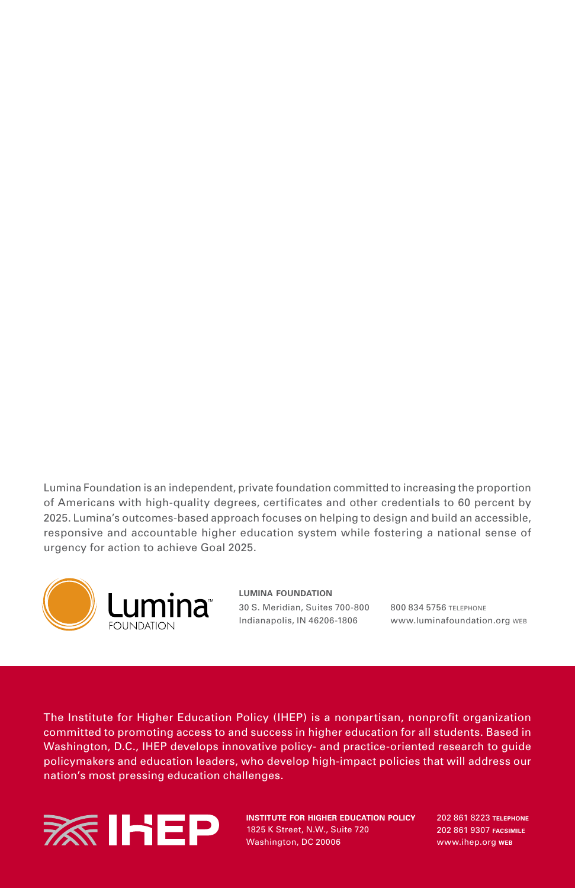Lumina Foundation is an independent, private foundation committed to increasing the proportion of Americans with high-quality degrees, certificates and other credentials to 60 percent by 2025. Lumina's outcomes-based approach focuses on helping to design and build an accessible, responsive and accountable higher education system while fostering a national sense of urgency for action to achieve Goal 2025.

**LUMINA FOUNDATION**
30 S. Meridian, Suites 700-800
Indianapolis, IN 46206-1806

800 834 5756 TELEPHONE
www.luminafoundation.org WEB

The Institute for Higher Education Policy (IHEP) is a nonpartisan, nonprofit organization committed to promoting access to and success in higher education for all students. Based in Washington, D.C., IHEP develops innovative policy- and practice-oriented research to guide policymakers and education leaders, who develop high-impact policies that will address our nation's most pressing education challenges.

**INSTITUTE FOR HIGHER EDUCATION POLICY**
1825 K Street, N.W., Suite 720
Washington, DC 20006

202 861 8223 **TELEPHONE**
202 861 9307 **FACSIMILE**
www.ihep.org **WEB**